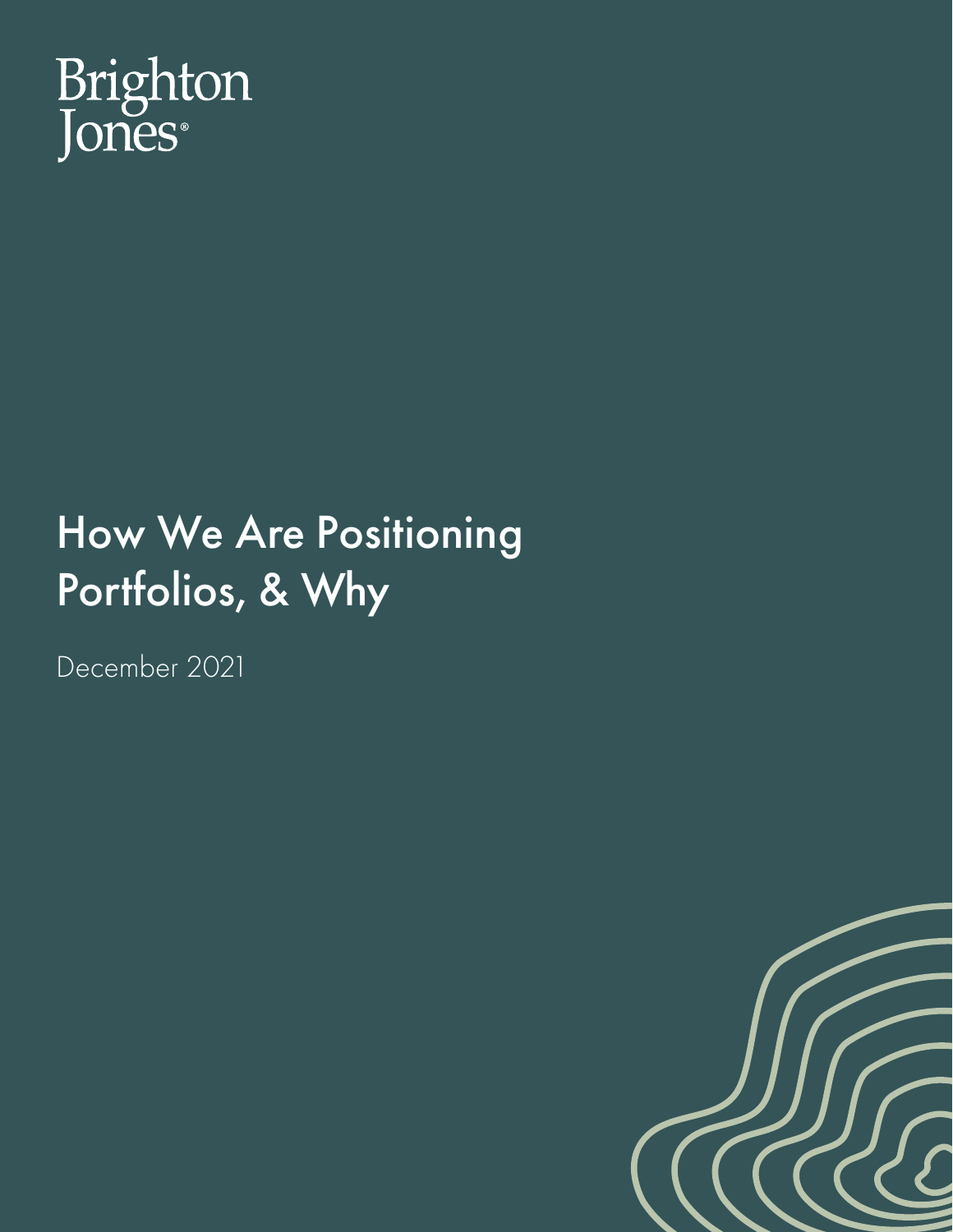Brighton Jones®

# How We Are Positioning Portfolios, & Why

December 2021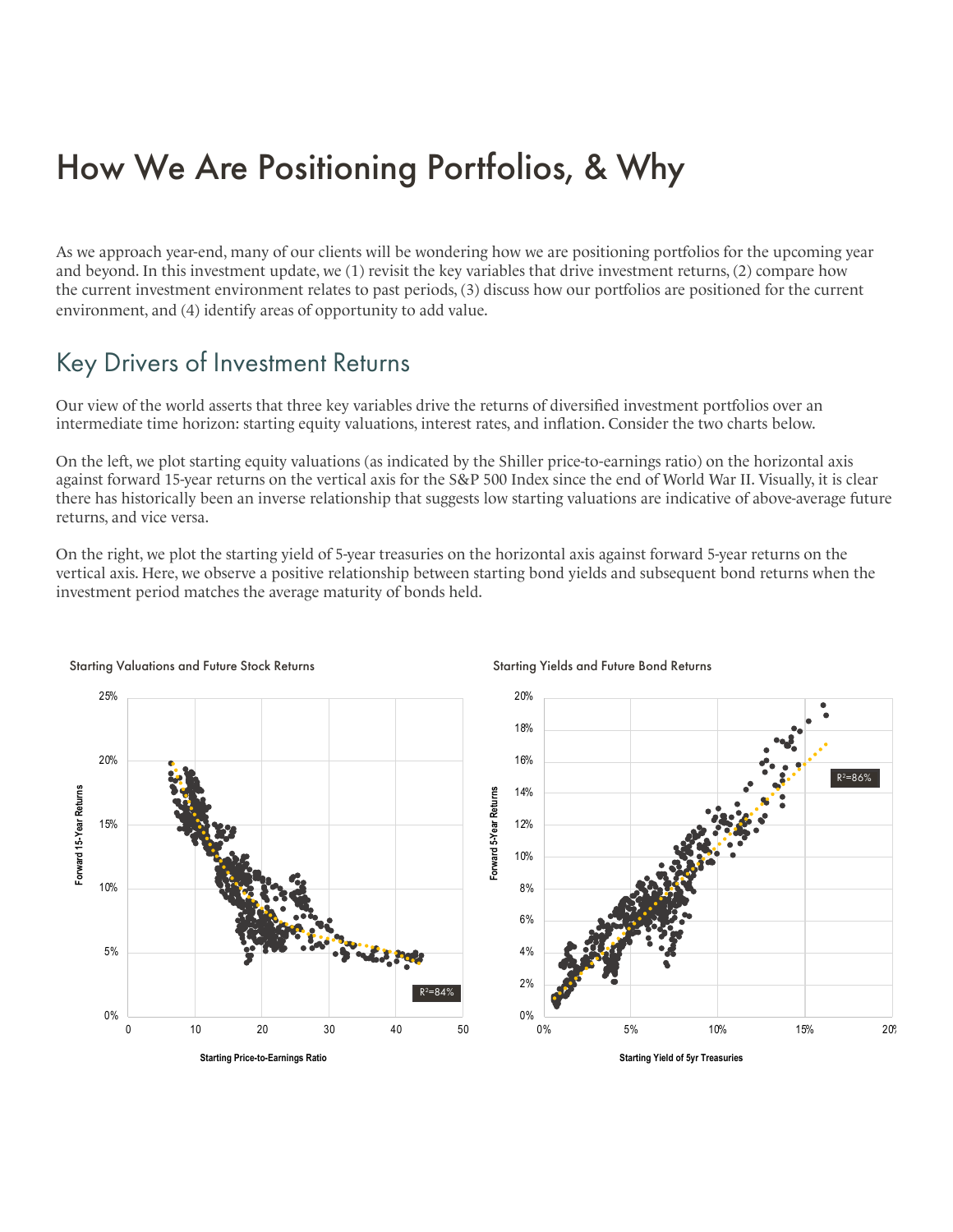# How We Are Positioning Portfolios, & Why

As we approach year-end, many of our clients will be wondering how we are positioning portfolios for the upcoming year and beyond. In this investment update, we (1) revisit the key variables that drive investment returns, (2) compare how the current investment environment relates to past periods, (3) discuss how our portfolios are positioned for the current environment, and (4) identify areas of opportunity to add value.

## Key Drivers of Investment Returns

Our view of the world asserts that three key variables drive the returns of diversified investment portfolios over an intermediate time horizon: starting equity valuations, interest rates, and inflation. Consider the two charts below.

On the left, we plot starting equity valuations (as indicated by the Shiller price-to-earnings ratio) on the horizontal axis against forward 15-year returns on the vertical axis for the S&P 500 Index since the end of World War II. Visually, it is clear there has historically been an inverse relationship that suggests low starting valuations are indicative of above-average future returns, and vice versa.

On the right, we plot the starting yield of 5-year treasuries on the horizontal axis against forward 5-year returns on the vertical axis. Here, we observe a positive relationship between starting bond yields and subsequent bond returns when the investment period matches the average maturity of bonds held.

Starting Valuations and Future Stock Returns

Starting Yields and Future Bond Returns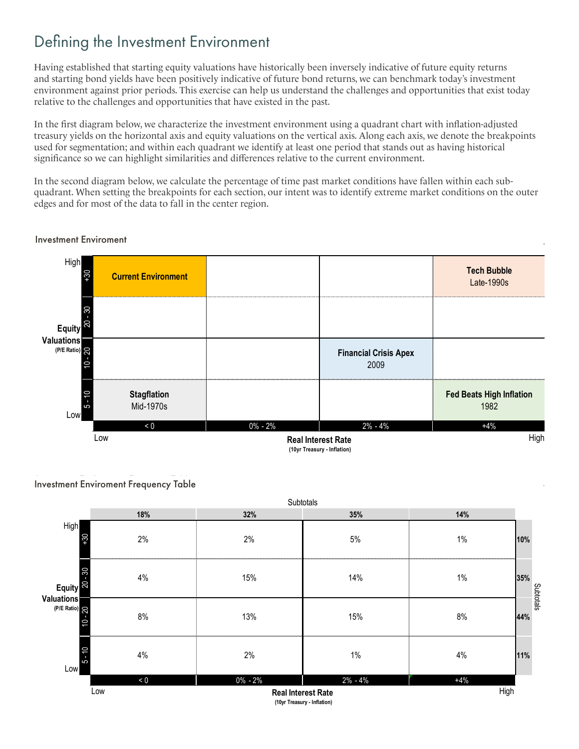# Defining the Investment Environment

Having established that starting equity valuations have historically been inversely indicative of future equity returns and starting bond yields have been positively indicative of future bond returns, we can benchmark today's investment environment against prior periods. This exercise can help us understand the challenges and opportunities that exist today relative to the challenges and opportunities that have existed in the past.

In the first diagram below, we characterize the investment environment using a quadrant chart with inflation-adjusted treasury yields on the horizontal axis and equity valuations on the vertical axis. Along each axis, we denote the breakpoints used for segmentation; and within each quadrant we identify at least one period that stands out as having historical significance so we can highlight similarities and differences relative to the current environment.

In the second diagram below, we calculate the percentage of time past market conditions have fallen within each sub-quadrant. When setting the breakpoints for each section, our intent was to identify extreme market conditions on the outer edges and for most of the data to fall in the center region.

## Investment Enviroment

| Equity Valuations (P/E Ratio) | < 0 | 0% - 2% | 2% - 4% | +4% |
|---|---|---|---|---|
| High: +30 | **Current Environment** | | | **Tech Bubble** Late-1990s |
| 20 - 30 | | | | |
| 10 - 20 | | | **Financial Crisis Apex** 2009 | |
| Low: 5 - 10 | **Stagflation** Mid-1970s | | | **Fed Beats High Inflation** 1982 |

**Real Interest Rate** (10yr Treasury - Inflation): Low → High

## Investment Enviroment Frequency Table

| Equity Valuations (P/E Ratio) | < 0 | 0% - 2% | 2% - 4% | +4% | Subtotals |
|---|---|---|---|---|---|
| Subtotals | **18%** | **32%** | **35%** | **14%** | |
| High: +30 | 2% | 2% | 5% | 1% | **10%** |
| 20 - 30 | 4% | 15% | 14% | 1% | **35%** |
| 10 - 20 | 8% | 13% | 15% | 8% | **44%** |
| Low: 5 - 10 | 4% | 2% | 1% | 4% | **11%** |

**Real Interest Rate** (10yr Treasury - Inflation): Low → High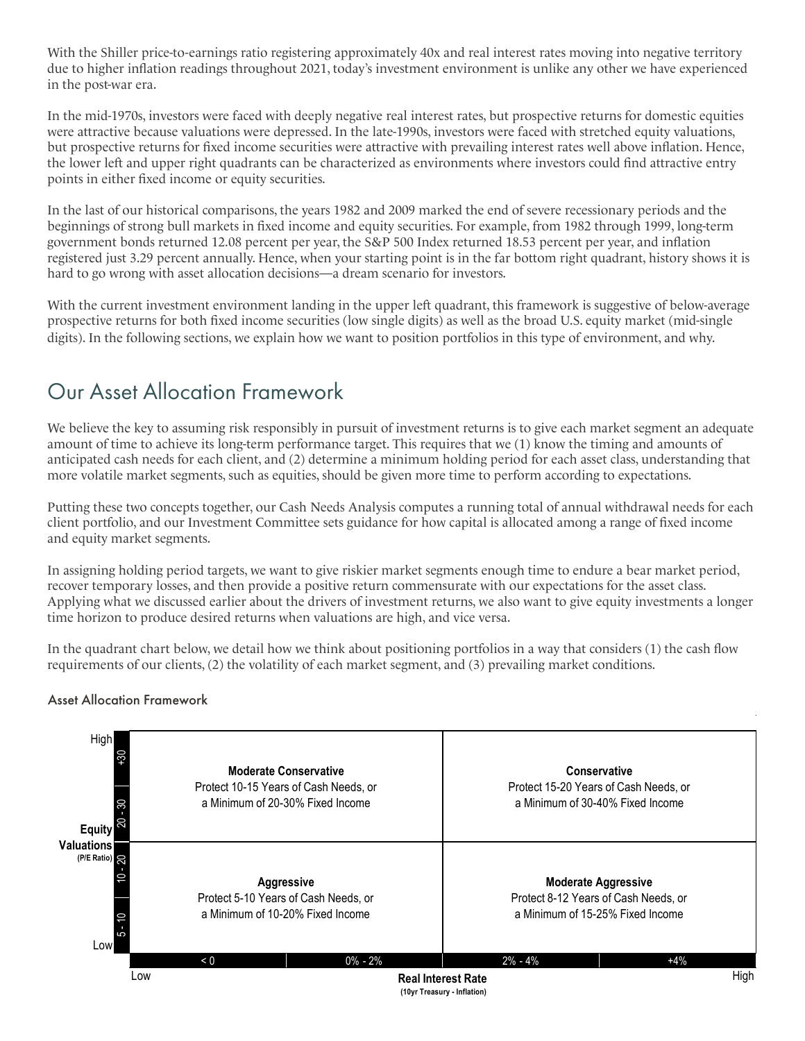With the Shiller price-to-earnings ratio registering approximately 40x and real interest rates moving into negative territory due to higher inflation readings throughout 2021, today's investment environment is unlike any other we have experienced in the post-war era.

In the mid-1970s, investors were faced with deeply negative real interest rates, but prospective returns for domestic equities were attractive because valuations were depressed. In the late-1990s, investors were faced with stretched equity valuations, but prospective returns for fixed income securities were attractive with prevailing interest rates well above inflation. Hence, the lower left and upper right quadrants can be characterized as environments where investors could find attractive entry points in either fixed income or equity securities.

In the last of our historical comparisons, the years 1982 and 2009 marked the end of severe recessionary periods and the beginnings of strong bull markets in fixed income and equity securities. For example, from 1982 through 1999, long-term government bonds returned 12.08 percent per year, the S&P 500 Index returned 18.53 percent per year, and inflation registered just 3.29 percent annually. Hence, when your starting point is in the far bottom right quadrant, history shows it is hard to go wrong with asset allocation decisions—a dream scenario for investors.

With the current investment environment landing in the upper left quadrant, this framework is suggestive of below-average prospective returns for both fixed income securities (low single digits) as well as the broad U.S. equity market (mid-single digits). In the following sections, we explain how we want to position portfolios in this type of environment, and why.

## Our Asset Allocation Framework

We believe the key to assuming risk responsibly in pursuit of investment returns is to give each market segment an adequate amount of time to achieve its long-term performance target. This requires that we (1) know the timing and amounts of anticipated cash needs for each client, and (2) determine a minimum holding period for each asset class, understanding that more volatile market segments, such as equities, should be given more time to perform according to expectations.

Putting these two concepts together, our Cash Needs Analysis computes a running total of annual withdrawal needs for each client portfolio, and our Investment Committee sets guidance for how capital is allocated among a range of fixed income and equity market segments.

In assigning holding period targets, we want to give riskier market segments enough time to endure a bear market period, recover temporary losses, and then provide a positive return commensurate with our expectations for the asset class. Applying what we discussed earlier about the drivers of investment returns, we also want to give equity investments a longer time horizon to produce desired returns when valuations are high, and vice versa.

In the quadrant chart below, we detail how we think about positioning portfolios in a way that considers (1) the cash flow requirements of our clients, (2) the volatility of each market segment, and (3) prevailing market conditions.

### Asset Allocation Framework

| Equity Valuations (P/E Ratio) | Real Interest Rate: Low (< 0, 0% - 2%) | Real Interest Rate: High (2% - 4%, +4%) |
|---|---|---|
| High (+30, 20 - 30) | **Moderate Conservative**<br>Protect 10-15 Years of Cash Needs, or a Minimum of 20-30% Fixed Income | **Conservative**<br>Protect 15-20 Years of Cash Needs, or a Minimum of 30-40% Fixed Income |
| Low (10 - 20, 5 - 10) | **Aggressive**<br>Protect 5-10 Years of Cash Needs, or a Minimum of 10-20% Fixed Income | **Moderate Aggressive**<br>Protect 8-12 Years of Cash Needs, or a Minimum of 15-25% Fixed Income |

Real Interest Rate (10yr Treasury - Inflation)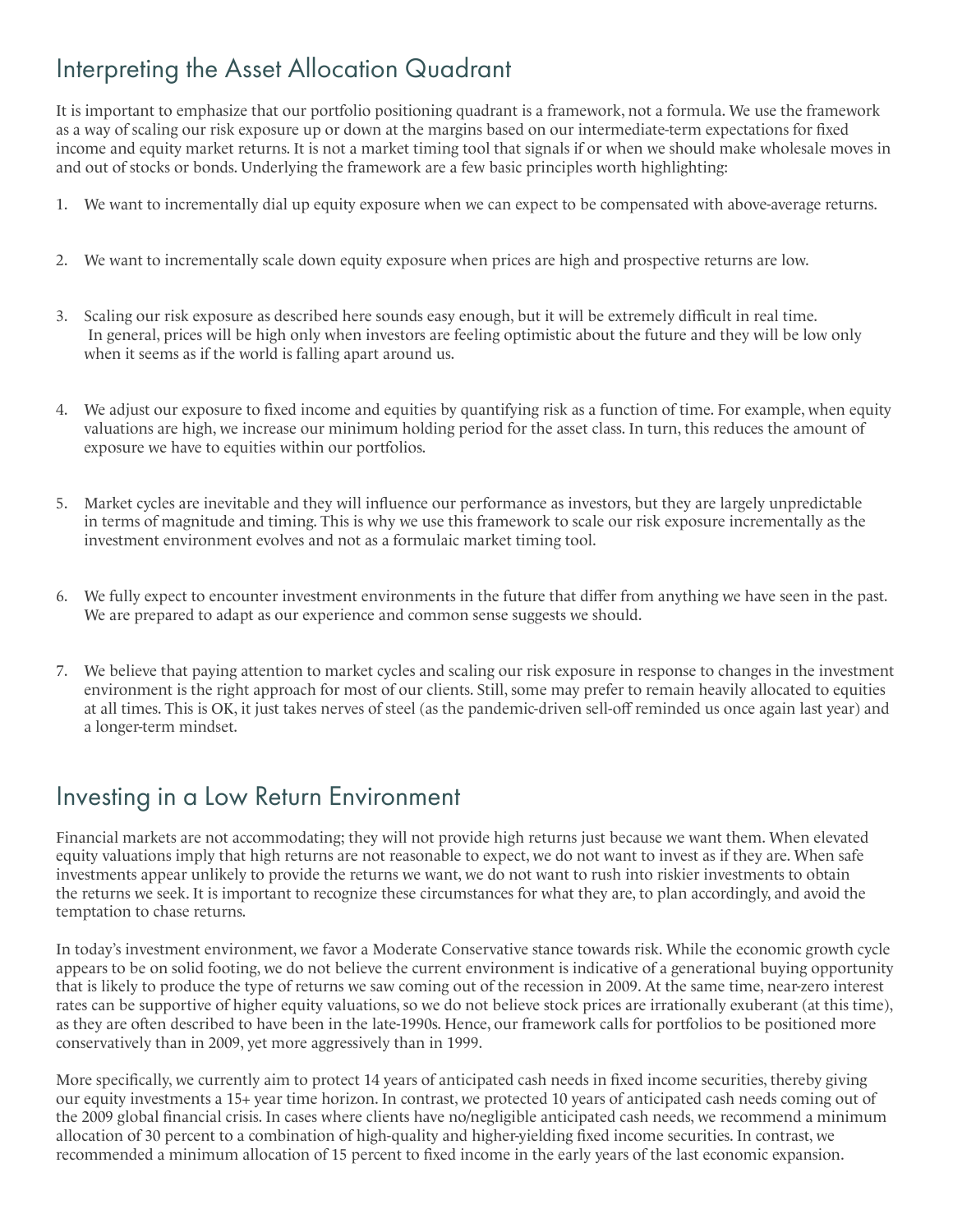## Interpreting the Asset Allocation Quadrant

It is important to emphasize that our portfolio positioning quadrant is a framework, not a formula. We use the framework as a way of scaling our risk exposure up or down at the margins based on our intermediate-term expectations for fixed income and equity market returns. It is not a market timing tool that signals if or when we should make wholesale moves in and out of stocks or bonds. Underlying the framework are a few basic principles worth highlighting:

1. We want to incrementally dial up equity exposure when we can expect to be compensated with above-average returns.

2. We want to incrementally scale down equity exposure when prices are high and prospective returns are low.

3. Scaling our risk exposure as described here sounds easy enough, but it will be extremely difficult in real time. In general, prices will be high only when investors are feeling optimistic about the future and they will be low only when it seems as if the world is falling apart around us.

4. We adjust our exposure to fixed income and equities by quantifying risk as a function of time. For example, when equity valuations are high, we increase our minimum holding period for the asset class. In turn, this reduces the amount of exposure we have to equities within our portfolios.

5. Market cycles are inevitable and they will influence our performance as investors, but they are largely unpredictable in terms of magnitude and timing. This is why we use this framework to scale our risk exposure incrementally as the investment environment evolves and not as a formulaic market timing tool.

6. We fully expect to encounter investment environments in the future that differ from anything we have seen in the past. We are prepared to adapt as our experience and common sense suggests we should.

7. We believe that paying attention to market cycles and scaling our risk exposure in response to changes in the investment environment is the right approach for most of our clients. Still, some may prefer to remain heavily allocated to equities at all times. This is OK, it just takes nerves of steel (as the pandemic-driven sell-off reminded us once again last year) and a longer-term mindset.

## Investing in a Low Return Environment

Financial markets are not accommodating; they will not provide high returns just because we want them. When elevated equity valuations imply that high returns are not reasonable to expect, we do not want to invest as if they are. When safe investments appear unlikely to provide the returns we want, we do not want to rush into riskier investments to obtain the returns we seek. It is important to recognize these circumstances for what they are, to plan accordingly, and avoid the temptation to chase returns.

In today's investment environment, we favor a Moderate Conservative stance towards risk. While the economic growth cycle appears to be on solid footing, we do not believe the current environment is indicative of a generational buying opportunity that is likely to produce the type of returns we saw coming out of the recession in 2009. At the same time, near-zero interest rates can be supportive of higher equity valuations, so we do not believe stock prices are irrationally exuberant (at this time), as they are often described to have been in the late-1990s. Hence, our framework calls for portfolios to be positioned more conservatively than in 2009, yet more aggressively than in 1999.

More specifically, we currently aim to protect 14 years of anticipated cash needs in fixed income securities, thereby giving our equity investments a 15+ year time horizon. In contrast, we protected 10 years of anticipated cash needs coming out of the 2009 global financial crisis. In cases where clients have no/negligible anticipated cash needs, we recommend a minimum allocation of 30 percent to a combination of high-quality and higher-yielding fixed income securities. In contrast, we recommended a minimum allocation of 15 percent to fixed income in the early years of the last economic expansion.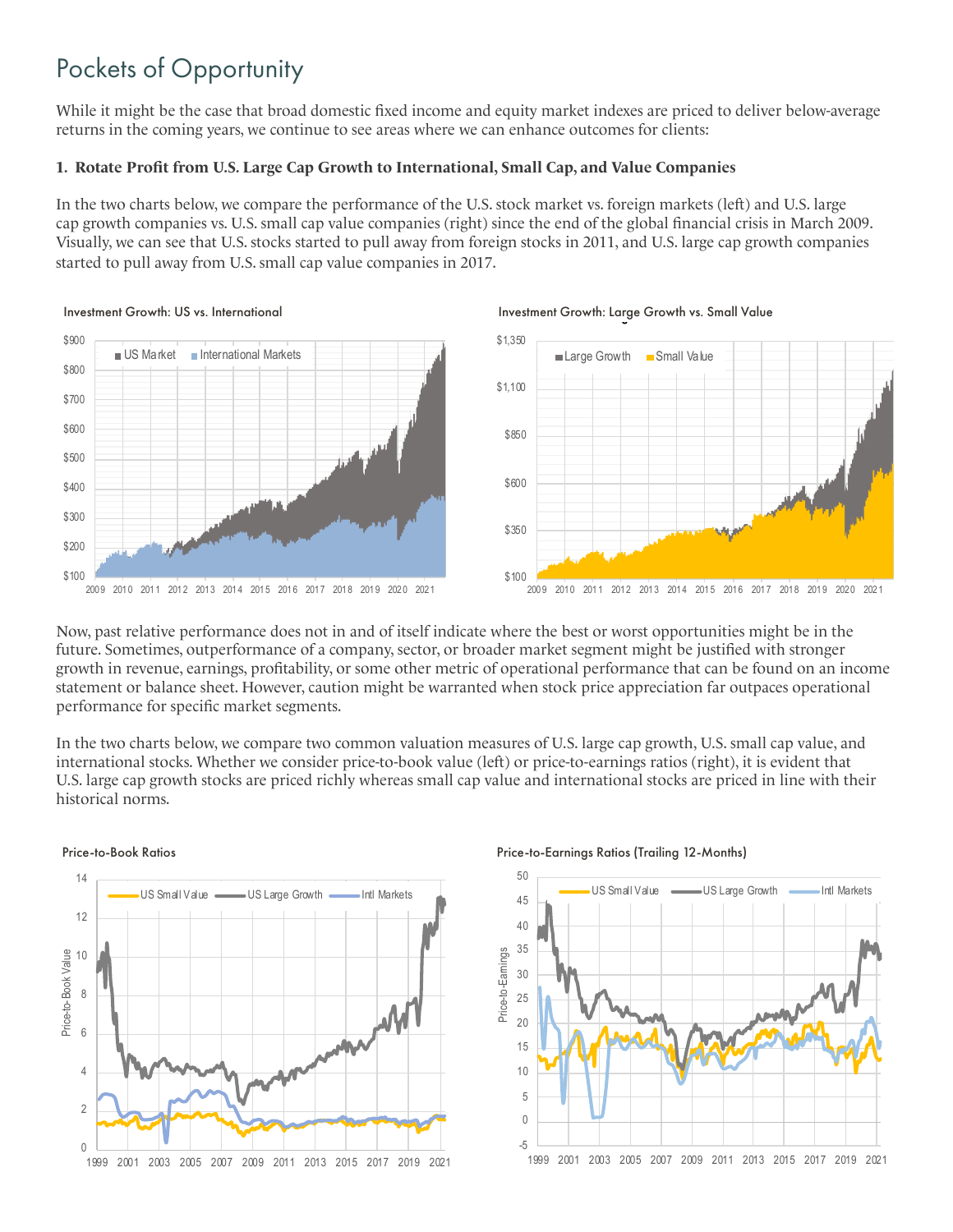# Pockets of Opportunity

While it might be the case that broad domestic fixed income and equity market indexes are priced to deliver below-average returns in the coming years, we continue to see areas where we can enhance outcomes for clients:

### 1. Rotate Profit from U.S. Large Cap Growth to International, Small Cap, and Value Companies

In the two charts below, we compare the performance of the U.S. stock market vs. foreign markets (left) and U.S. large cap growth companies vs. U.S. small cap value companies (right) since the end of the global financial crisis in March 2009. Visually, we can see that U.S. stocks started to pull away from foreign stocks in 2011, and U.S. large cap growth companies started to pull away from U.S. small cap value companies in 2017.

Investment Growth: US vs. International

Investment Growth: Large Growth vs. Small Value

Now, past relative performance does not in and of itself indicate where the best or worst opportunities might be in the future. Sometimes, outperformance of a company, sector, or broader market segment might be justified with stronger growth in revenue, earnings, profitability, or some other metric of operational performance that can be found on an income statement or balance sheet. However, caution might be warranted when stock price appreciation far outpaces operational performance for specific market segments.

In the two charts below, we compare two common valuation measures of U.S. large cap growth, U.S. small cap value, and international stocks. Whether we consider price-to-book value (left) or price-to-earnings ratios (right), it is evident that U.S. large cap growth stocks are priced richly whereas small cap value and international stocks are priced in line with their historical norms.

Price-to-Book Ratios

Price-to-Earnings Ratios (Trailing 12-Months)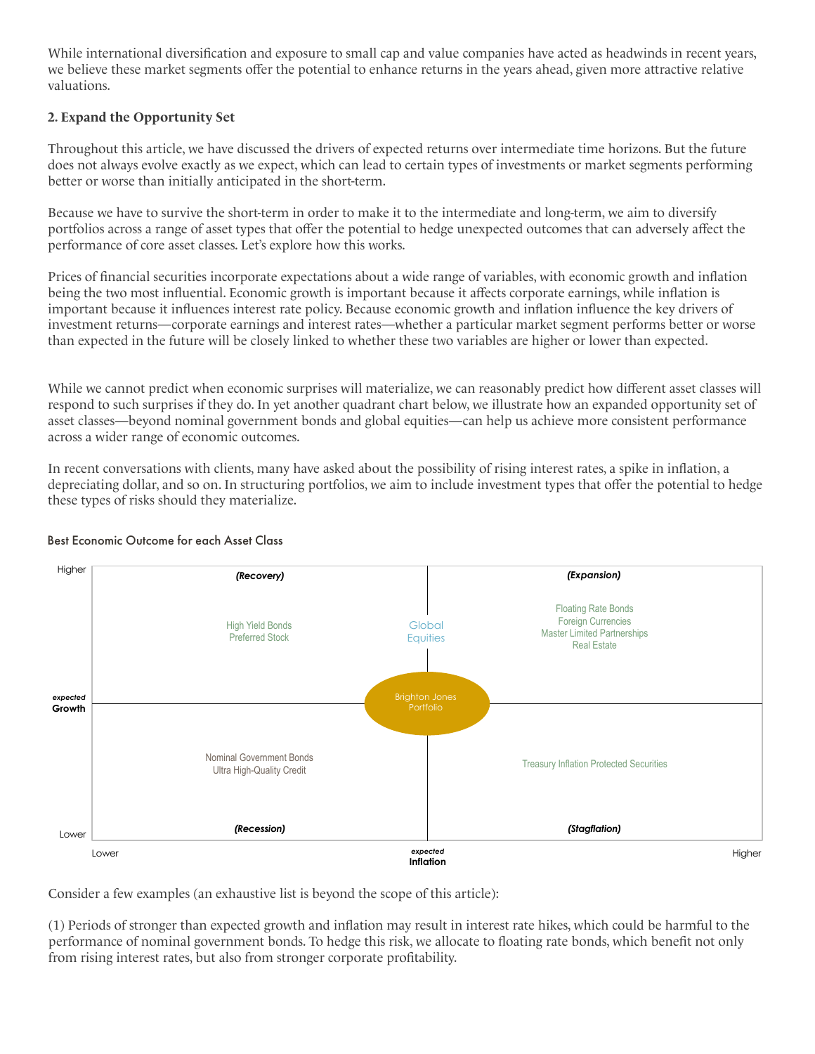While international diversification and exposure to small cap and value companies have acted as headwinds in recent years, we believe these market segments offer the potential to enhance returns in the years ahead, given more attractive relative valuations.

### 2. Expand the Opportunity Set

Throughout this article, we have discussed the drivers of expected returns over intermediate time horizons. But the future does not always evolve exactly as we expect, which can lead to certain types of investments or market segments performing better or worse than initially anticipated in the short-term.

Because we have to survive the short-term in order to make it to the intermediate and long-term, we aim to diversify portfolios across a range of asset types that offer the potential to hedge unexpected outcomes that can adversely affect the performance of core asset classes. Let's explore how this works.

Prices of financial securities incorporate expectations about a wide range of variables, with economic growth and inflation being the two most influential. Economic growth is important because it affects corporate earnings, while inflation is important because it influences interest rate policy. Because economic growth and inflation influence the key drivers of investment returns—corporate earnings and interest rates—whether a particular market segment performs better or worse than expected in the future will be closely linked to whether these two variables are higher or lower than expected.

While we cannot predict when economic surprises will materialize, we can reasonably predict how different asset classes will respond to such surprises if they do. In yet another quadrant chart below, we illustrate how an expanded opportunity set of asset classes—beyond nominal government bonds and global equities—can help us achieve more consistent performance across a wider range of economic outcomes.

In recent conversations with clients, many have asked about the possibility of rising interest rates, a spike in inflation, a depreciating dollar, and so on. In structuring portfolios, we aim to include investment types that offer the potential to hedge these types of risks should they materialize.

**Best Economic Outcome for each Asset Class**

| Growth \ Inflation | Lower Inflation | Higher Inflation |
|---|---|---|
| Higher Growth | *(Recovery)* High Yield Bonds, Preferred Stock | *(Expansion)* Floating Rate Bonds, Foreign Currencies, Master Limited Partnerships, Real Estate |
| Lower Growth | *(Recession)* Nominal Government Bonds, Ultra High-Quality Credit | *(Stagflation)* Treasury Inflation Protected Securities |

Global Equities: positioned at expected inflation, higher growth. Brighton Jones Portfolio: positioned at the center (expected growth, expected inflation).

Consider a few examples (an exhaustive list is beyond the scope of this article):

(1) Periods of stronger than expected growth and inflation may result in interest rate hikes, which could be harmful to the performance of nominal government bonds. To hedge this risk, we allocate to floating rate bonds, which benefit not only from rising interest rates, but also from stronger corporate profitability.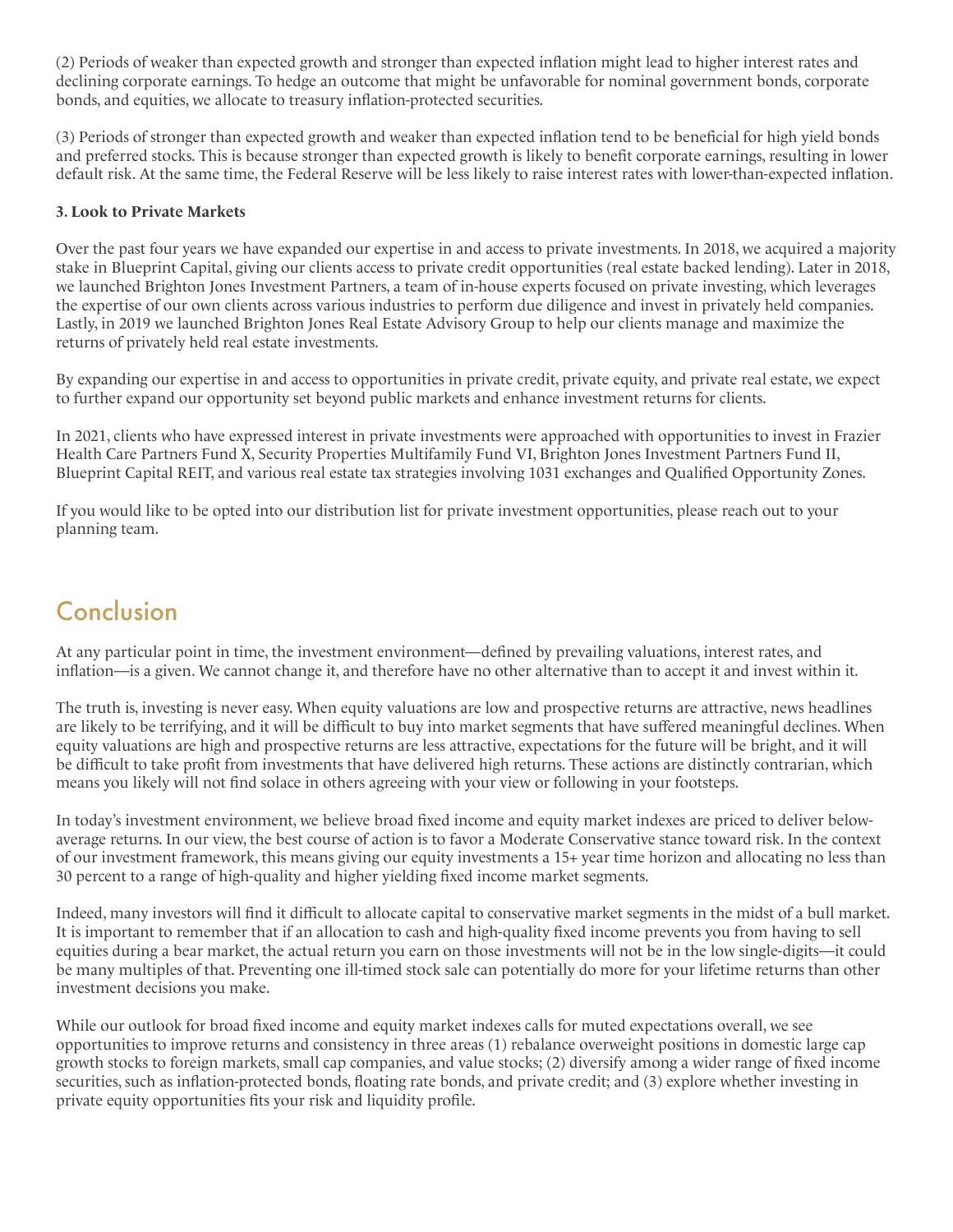(2) Periods of weaker than expected growth and stronger than expected inflation might lead to higher interest rates and declining corporate earnings. To hedge an outcome that might be unfavorable for nominal government bonds, corporate bonds, and equities, we allocate to treasury inflation-protected securities.

(3) Periods of stronger than expected growth and weaker than expected inflation tend to be beneficial for high yield bonds and preferred stocks. This is because stronger than expected growth is likely to benefit corporate earnings, resulting in lower default risk. At the same time, the Federal Reserve will be less likely to raise interest rates with lower-than-expected inflation.

**3. Look to Private Markets**

Over the past four years we have expanded our expertise in and access to private investments. In 2018, we acquired a majority stake in Blueprint Capital, giving our clients access to private credit opportunities (real estate backed lending). Later in 2018, we launched Brighton Jones Investment Partners, a team of in-house experts focused on private investing, which leverages the expertise of our own clients across various industries to perform due diligence and invest in privately held companies. Lastly, in 2019 we launched Brighton Jones Real Estate Advisory Group to help our clients manage and maximize the returns of privately held real estate investments.

By expanding our expertise in and access to opportunities in private credit, private equity, and private real estate, we expect to further expand our opportunity set beyond public markets and enhance investment returns for clients.

In 2021, clients who have expressed interest in private investments were approached with opportunities to invest in Frazier Health Care Partners Fund X, Security Properties Multifamily Fund VI, Brighton Jones Investment Partners Fund II, Blueprint Capital REIT, and various real estate tax strategies involving 1031 exchanges and Qualified Opportunity Zones.

If you would like to be opted into our distribution list for private investment opportunities, please reach out to your planning team.

## Conclusion

At any particular point in time, the investment environment—defined by prevailing valuations, interest rates, and inflation—is a given. We cannot change it, and therefore have no other alternative than to accept it and invest within it.

The truth is, investing is never easy. When equity valuations are low and prospective returns are attractive, news headlines are likely to be terrifying, and it will be difficult to buy into market segments that have suffered meaningful declines. When equity valuations are high and prospective returns are less attractive, expectations for the future will be bright, and it will be difficult to take profit from investments that have delivered high returns. These actions are distinctly contrarian, which means you likely will not find solace in others agreeing with your view or following in your footsteps.

In today's investment environment, we believe broad fixed income and equity market indexes are priced to deliver below-average returns. In our view, the best course of action is to favor a Moderate Conservative stance toward risk. In the context of our investment framework, this means giving our equity investments a 15+ year time horizon and allocating no less than 30 percent to a range of high-quality and higher yielding fixed income market segments.

Indeed, many investors will find it difficult to allocate capital to conservative market segments in the midst of a bull market. It is important to remember that if an allocation to cash and high-quality fixed income prevents you from having to sell equities during a bear market, the actual return you earn on those investments will not be in the low single-digits—it could be many multiples of that. Preventing one ill-timed stock sale can potentially do more for your lifetime returns than other investment decisions you make.

While our outlook for broad fixed income and equity market indexes calls for muted expectations overall, we see opportunities to improve returns and consistency in three areas (1) rebalance overweight positions in domestic large cap growth stocks to foreign markets, small cap companies, and value stocks; (2) diversify among a wider range of fixed income securities, such as inflation-protected bonds, floating rate bonds, and private credit; and (3) explore whether investing in private equity opportunities fits your risk and liquidity profile.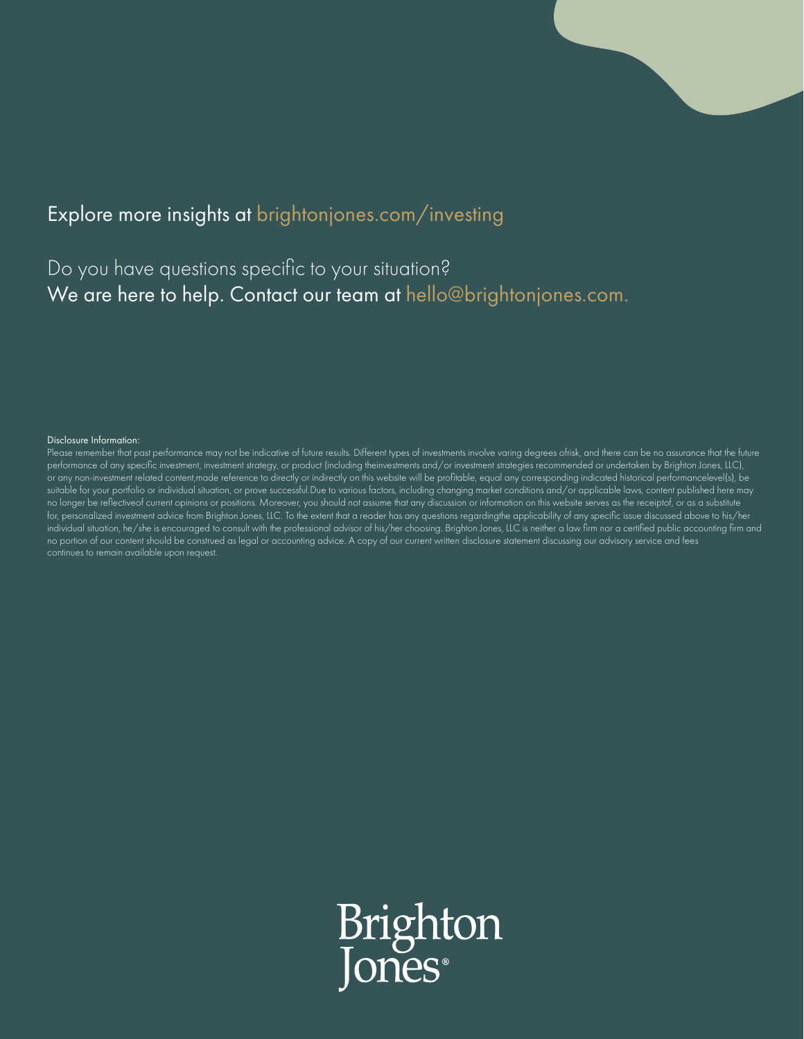Explore more insights at brightonjones.com/investing

Do you have questions specific to your situation?
We are here to help. Contact our team at hello@brightonjones.com.

Disclosure Information:

Please remember that past performance may not be indicative of future results. Different types of investments involve varing degrees ofrisk, and there can be no assurance that the future performance of any specific investment, investment strategy, or product (including theinvestments and/or investment strategies recommended or undertaken by Brighton Jones, LLC), or any non-investment related content,made reference to directly or indirectly on this website will be profitable, equal any corresponding indicated historical performancelevel(s), be suitable for your portfolio or individual situation, or prove successful.Due to various factors, including changing market conditions and/or applicable laws, content published here may no longer be reflectiveof current opinions or positions. Moreover, you should not assume that any discussion or information on this website serves as the receiptof, or as a substitute for, personalized investment advice from Brighton Jones, LLC. To the extent that a reader has any questions regardingthe applicability of any specific issue discussed above to his/her individual situation, he/she is encouraged to consult with the professional advisor of his/her choosing. Brighton Jones, LLC is neither a law firm nor a certified public accounting firm and no portion of our content should be construed as legal or accounting advice. A copy of our current written disclosure statement discussing our advisory service and fees continues to remain available upon request.

Brighton
Jones®